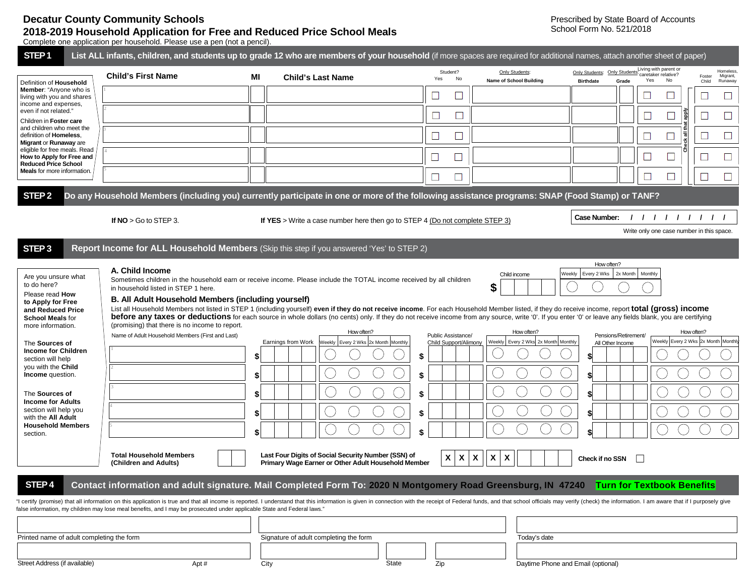# Decatur County Community Schools

## 2018-2019 Household Application for Free and Reduced Price School Meals

Prescribed by State Board of Accounts
School Form No. 521/2018

Complete one application per household. Please use a pen (not a pencil).

## STEP 1 — List ALL infants, children, and students up to grade 12 who are members of your household (if more spaces are required for additional names, attach another sheet of paper)

Definition of **Household Member**: "Anyone who is living with you and shares income and expenses, even if not related."

Children in **Foster care** and children who meet the definition of **Homeless**, **Migrant** or **Runaway** are eligible for free meals. Read **How to Apply for Free and Reduced Price School Meals** for more information.

| | Child's First Name | MI | Child's Last Name | Student? Yes | Student? No | Only Students: Name of School Building | Only Students: Birthdate | Only Students: Grade | Living with parent or caretaker relative? Yes | Living with parent or caretaker relative? No | Foster Child (Check all that apply) | Homeless, Migrant, Runaway (Check all that apply) |
|---|---|---|---|---|---|---|---|---|---|---|---|---|
| 1 | | | | ☐ | ☐ | | | | ☐ | ☐ | ☐ | ☐ |
| 2 | | | | ☐ | ☐ | | | | ☐ | ☐ | ☐ | ☐ |
| 3 | | | | ☐ | ☐ | | | | ☐ | ☐ | ☐ | ☐ |
| 4 | | | | ☐ | ☐ | | | | ☐ | ☐ | ☐ | ☐ |
| 5 | | | | ☐ | ☐ | | | | ☐ | ☐ | ☐ | ☐ |

## STEP 2 — Do any Household Members (including you) currently participate in one or more of the following assistance programs: SNAP (Food Stamp) or TANF?

**If NO** > Go to STEP 3.

**If YES** > Write a case number here then go to STEP 4 (Do not complete STEP 3)

**Case Number:** / / / / / / / / /

Write only one case number in this space.

## STEP 3 — Report Income for ALL Household Members (Skip this step if you answered 'Yes' to STEP 2)

Are you unsure what to do here?

Please read **How to Apply for Free and Reduced Price School Meals** for more information.

The **Sources of Income for Children** section will help you with the **Child Income** question.

The **Sources of Income for Adults** section will help you with the **All Adult Household Members** section.

### A. Child Income

Sometimes children in the household earn or receive income. Please include the TOTAL income received by all children in household listed in STEP 1 here.

| Child income | How often? Weekly | Every 2 Wks | 2x Month | Monthly |
|---|---|---|---|---|
| $ | ◯ | ◯ | ◯ | ◯ |

### B. All Adult Household Members (including yourself)

List all Household Members not listed in STEP 1 (including yourself) **even if they do not receive income**. For each Household Member listed, if they do receive income, report **total (gross) income before any taxes or deductions** for each source in whole dollars (no cents) only. If they do not receive income from any source, write '0'. If you enter '0' or leave any fields blank, you are certifying (promising) that there is no income to report.

| | Name of Adult Household Members (First and Last) | Earnings from Work | How often? Weekly | Every 2 Wks | 2x Month | Monthly | Public Assistance/ Child Support/Alimony | How often? Weekly | Every 2 Wks | 2x Month | Monthly | Pensions/Retirement/ All Other Income | How often? Weekly | Every 2 Wks | 2x Month | Monthly |
|---|---|---|---|---|---|---|---|---|---|---|---|---|---|---|---|---|
| 1 | | $ | ◯ | ◯ | ◯ | ◯ | $ | ◯ | ◯ | ◯ | ◯ | $ | ◯ | ◯ | ◯ | ◯ |
| 2 | | $ | ◯ | ◯ | ◯ | ◯ | $ | ◯ | ◯ | ◯ | ◯ | $ | ◯ | ◯ | ◯ | ◯ |
| 3 | | $ | ◯ | ◯ | ◯ | ◯ | $ | ◯ | ◯ | ◯ | ◯ | $ | ◯ | ◯ | ◯ | ◯ |
| 4 | | $ | ◯ | ◯ | ◯ | ◯ | $ | ◯ | ◯ | ◯ | ◯ | $ | ◯ | ◯ | ◯ | ◯ |
| 5 | | $ | ◯ | ◯ | ◯ | ◯ | $ | ◯ | ◯ | ◯ | ◯ | $ | ◯ | ◯ | ◯ | ◯ |

**Total Household Members (Children and Adults)** ☐☐

**Last Four Digits of Social Security Number (SSN) of Primary Wage Earner or Other Adult Household Member** X X X X X _ _ _ _

**Check if no SSN** ☐

## STEP 4 — Contact information and adult signature. Mail Completed Form To: 2020 N Montgomery Road Greensburg, IN 47240 **Turn for Textbook Benefits**

"I certify (promise) that all information on this application is true and that all income is reported. I understand that this information is given in connection with the receipt of Federal funds, and that school officials may verify (check) the information. I am aware that if I purposely give false information, my children may lose meal benefits, and I may be prosecuted under applicable State and Federal laws."

| Printed name of adult completing the form | Signature of adult completing the form | Today's date |
|---|---|---|
| | | |

| Street Address (if available) | Apt # | City | State | Zip | Daytime Phone and Email (optional) |
|---|---|---|---|---|---|
| | | | | | |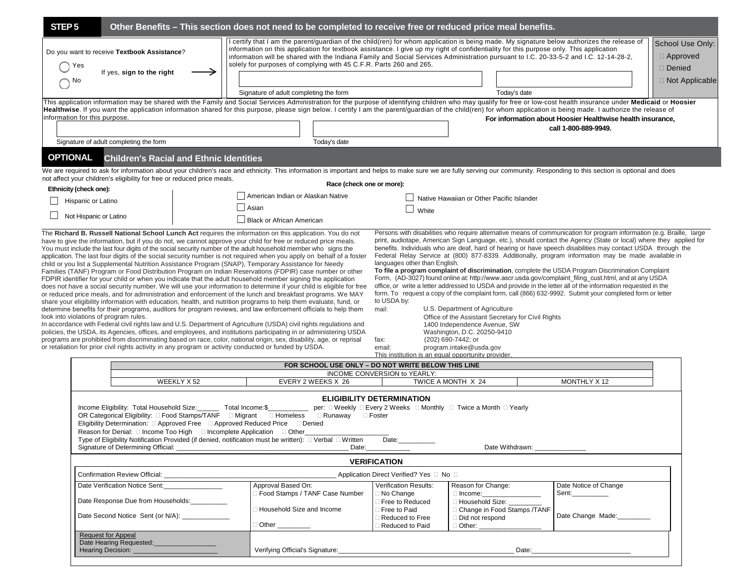## STEP 5 Other Benefits – This section does not need to be completed to receive free or reduced price meal benefits.

Do you want to receive **Textbook Assistance**?

◯ Yes If yes, **sign to the right** →

◯ No

I certify that I am the parent/guardian of the child(ren) for whom application is being made. My signature below authorizes the release of information on this application for textbook assistance. I give up my right of confidentiality for this purpose only. This application information will be shared with the Indiana Family and Social Services Administration pursuant to I.C. 20-33-5-2 and I.C. 12-14-28-2, solely for purposes of complying with 45 C.F.R. Parts 260 and 265.

Signature of adult completing the form ______________________ Today's date ______________________

School Use Only:
- Approved
- Denied
- Not Applicable

This application information may be shared with the Family and Social Services Administration for the purpose of identifying children who may qualify for free or low-cost health insurance under **Medicaid** or **Hoosier Healthwise**. If you want the application information shared for this purpose, please sign below. I certify I am the parent/guardian of the child(ren) for whom application is being made. I authorize the release of information for this purpose.

**For information about Hoosier Healthwise health insurance, call 1-800-889-9949.**

Signature of adult completing the form ______________________ Today's date ______________________

## OPTIONAL Children's Racial and Ethnic Identities

We are required to ask for information about your children's race and ethnicity. This information is important and helps to make sure we are fully serving our community. Responding to this section is optional and does not affect your children's eligibility for free or reduced price meals.

**Ethnicity (check one):**
- ☐ Hispanic or Latino
- ☐ Not Hispanic or Latino

**Race (check one or more):**
- ☐ American Indian or Alaskan Native
- ☐ Asian
- ☐ Black or African American
- ☐ Native Hawaiian or Other Pacific Islander
- ☐ White

The **Richard B. Russell National School Lunch Act** requires the information on this application. You do not have to give the information, but if you do not, we cannot approve your child for free or reduced price meals. You must include the last four digits of the social security number of the adult household member who signs the application. The last four digits of the social security number is not required when you apply on behalf of a foster child or you list a Supplemental Nutrition Assistance Program (SNAP), Temporary Assistance for Needy Families (TANF) Program or Food Distribution Program on Indian Reservations (FDPIR) case number or other FDPIR identifier for your child or when you indicate that the adult household member signing the application does not have a social security number. We will use your information to determine if your child is eligible for free or reduced price meals, and for administration and enforcement of the lunch and breakfast programs. We MAY share your eligibility information with education, health, and nutrition programs to help them evaluate, fund, or determine benefits for their programs, auditors for program reviews, and law enforcement officials to help them look into violations of program rules.

In accordance with Federal civil rights law and U.S. Department of Agriculture (USDA) civil rights regulations and policies, the USDA, its Agencies, offices, and employees, and institutions participating in or administering USDA programs are prohibited from discriminating based on race, color, national origin, sex, disability, age, or reprisal or retaliation for prior civil rights activity in any program or activity conducted or funded by USDA.

Persons with disabilities who require alternative means of communication for program information (e.g. Braille, large print, audiotape, American Sign Language, etc.), should contact the Agency (State or local) where they applied for benefits. Individuals who are deaf, hard of hearing or have speech disabilities may contact USDA through the Federal Relay Service at (800) 877-8339. Additionally, program information may be made available in languages other than English.

**To file a program complaint of discrimination**, complete the USDA Program Discrimination Complaint Form, (AD-3027) found online at: http://www.ascr.usda.gov/complaint_filing_cust.html, and at any USDA office, or write a letter addressed to USDA and provide in the letter all of the information requested in the form. To request a copy of the complaint form, call (866) 632-9992. Submit your completed form or letter to USDA by:

mail: U.S. Department of Agriculture
Office of the Assistant Secretary for Civil Rights
1400 Independence Avenue, SW
Washington, D.C. 20250-9410

fax: (202) 690-7442; or

email: program.intake@usda.gov

This institution is an equal opportunity provider.

**FOR SCHOOL USE ONLY – DO NOT WRITE BELOW THIS LINE**

| INCOME CONVERSION to YEARLY: | | | |
|---|---|---|---|
| WEEKLY X 52 | EVERY 2 WEEKS X 26 | TWICE A MONTH X 24 | MONTHLY X 12 |

**ELIGIBILITY DETERMINATION**

Income Eligibility: Total Household Size:______ Total Income:$__________ per: ☐ Weekly ☐ Every 2 Weeks ☐ Monthly ☐ Twice a Month ☐ Yearly

OR Categorical Eligibility: ☐ Food Stamps/TANF ☐ Migrant ☐ Homeless ☐ Runaway ☐ Foster

Eligibility Determination: ☐ Approved Free ☐ Approved Reduced Price ☐ Denied

Reason for Denial: ☐ Income Too High ☐ Incomplete Application ☐ Other______________________

Type of Eligibility Notification Provided (if denied, notification must be written): ☐ Verbal ☐ Written Date:__________

Signature of Determining Official: ______________________________________________ Date:___________ Date Withdrawn: _____________

**VERIFICATION**

Confirmation Review Official: ______________________________________________ Application Direct Verified? Yes ☐ No ☐

| | | | | |
|---|---|---|---|---|
| Date Verification Notice Sent:________________<br><br>Date Response Due from Households:__________<br><br>Date Second Notice Sent (or N/A): _____________ | Approval Based On:<br>☐ Food Stamps / TANF Case Number<br><br>☐ Household Size and Income<br><br>☐ Other _________ | Verification Results:<br>☐ No Change<br>☐ Free to Reduced<br>☐ Free to Paid<br>☐ Reduced to Free<br>☐ Reduced to Paid | Reason for Change:<br>☐ Income:_______________<br>☐ Household Size: _________<br>☐ Change in Food Stamps /TANF<br>☐ Did not respond<br>☐ Other: _________________ | Date Notice of Change Sent:__________<br><br>Date Change Made:_________ |

Request for Appeal
Date Hearing Requested:_________________
Hearing Decision: ______________________

Verifying Official's Signature:______________________________________________ Date:__________________________